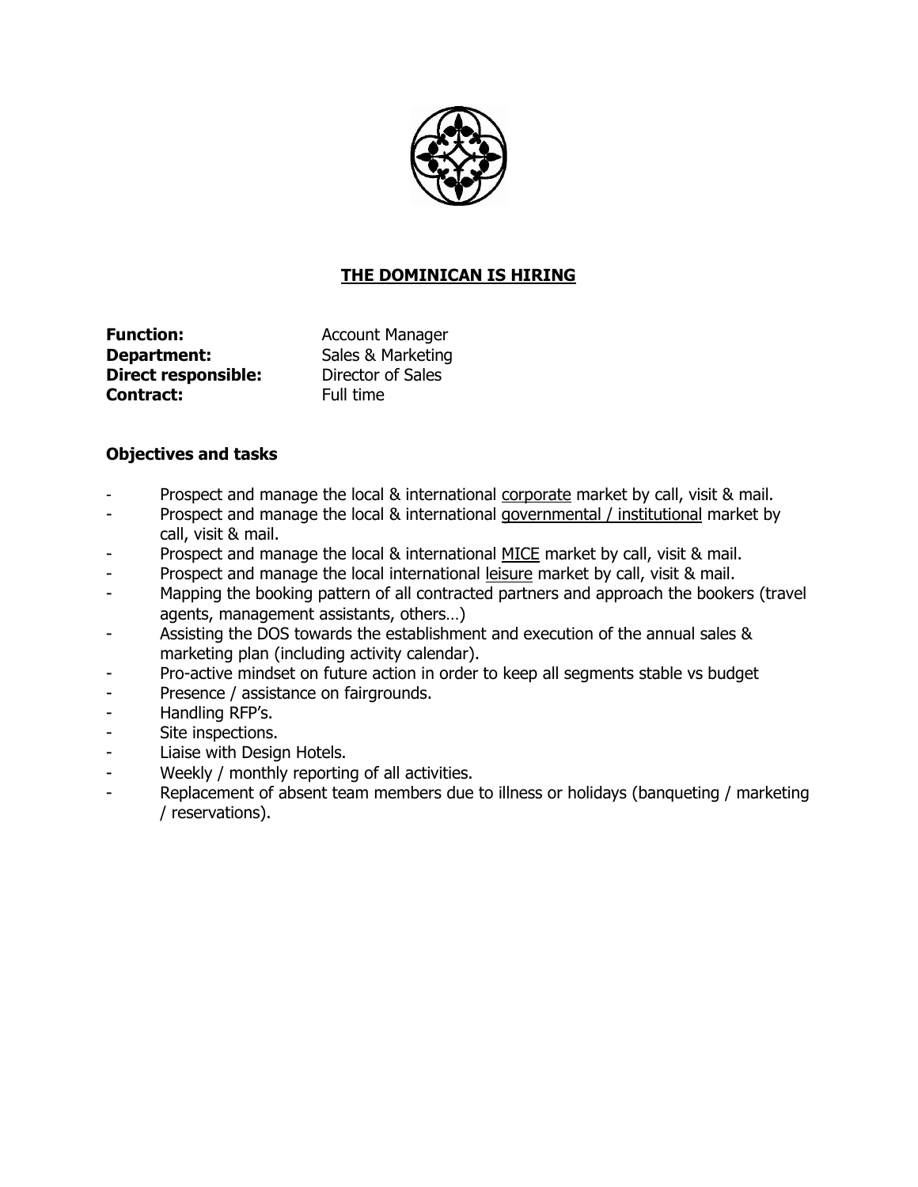# <u>THE DOMINICAN IS HIRING</u>

| | |
|---|---|
| **Function:** | Account Manager |
| **Department:** | Sales & Marketing |
| **Direct responsible:** | Director of Sales |
| **Contract:** | Full time |

### Objectives and tasks

- Prospect and manage the local & international <u>corporate</u> market by call, visit & mail.
- Prospect and manage the local & international <u>governmental / institutional</u> market by call, visit & mail.
- Prospect and manage the local & international <u>MICE</u> market by call, visit & mail.
- Prospect and manage the local international <u>leisure</u> market by call, visit & mail.
- Mapping the booking pattern of all contracted partners and approach the bookers (travel agents, management assistants, others…)
- Assisting the DOS towards the establishment and execution of the annual sales & marketing plan (including activity calendar).
- Pro-active mindset on future action in order to keep all segments stable vs budget
- Presence / assistance on fairgrounds.
- Handling RFP's.
- Site inspections.
- Liaise with Design Hotels.
- Weekly / monthly reporting of all activities.
- Replacement of absent team members due to illness or holidays (banqueting / marketing / reservations).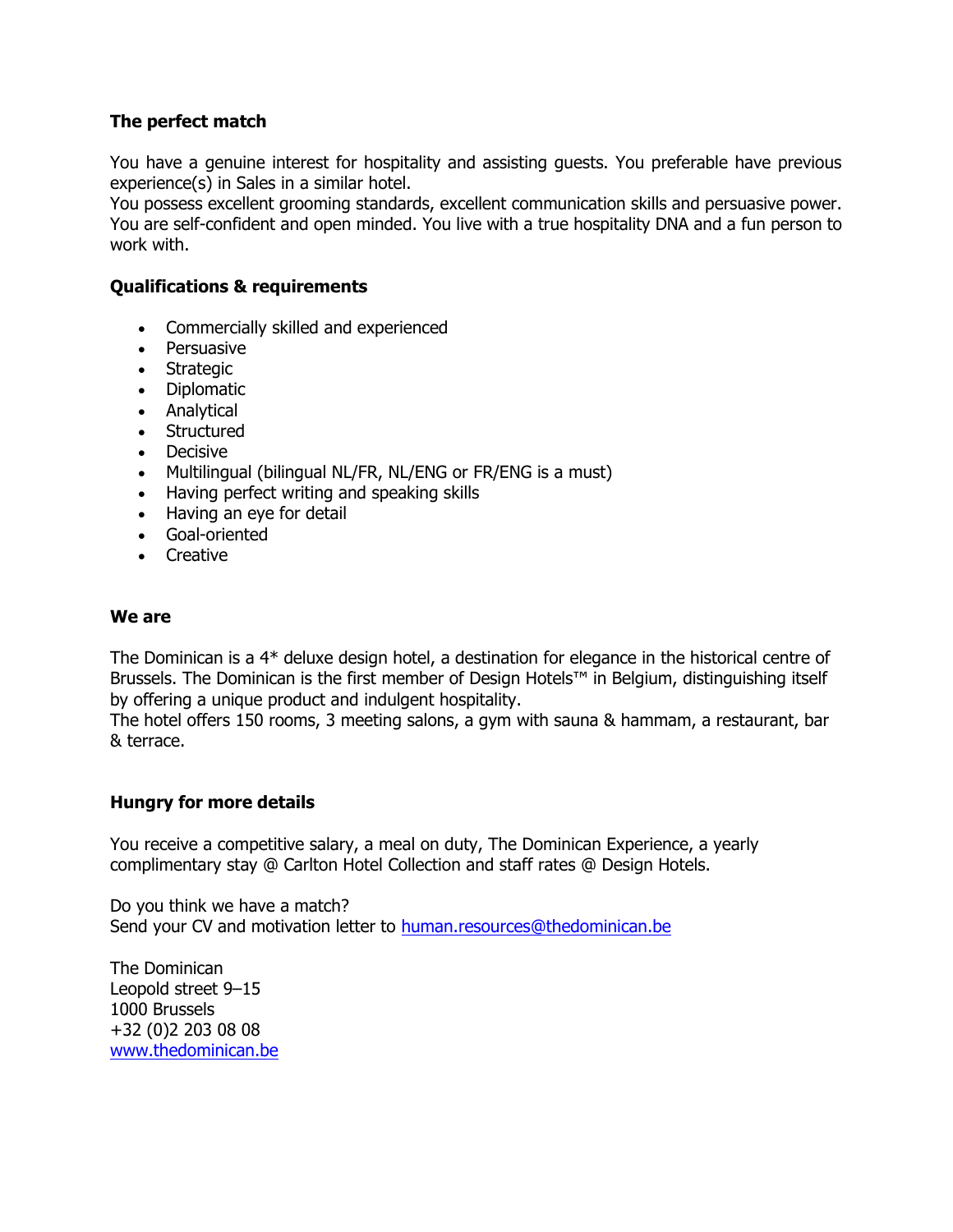**The perfect match**

You have a genuine interest for hospitality and assisting guests. You preferable have previous experience(s) in Sales in a similar hotel.
You possess excellent grooming standards, excellent communication skills and persuasive power. You are self-confident and open minded. You live with a true hospitality DNA and a fun person to work with.

**Qualifications & requirements**

- Commercially skilled and experienced
- Persuasive
- Strategic
- Diplomatic
- Analytical
- Structured
- Decisive
- Multilingual (bilingual NL/FR, NL/ENG or FR/ENG is a must)
- Having perfect writing and speaking skills
- Having an eye for detail
- Goal-oriented
- Creative

**We are**

The Dominican is a 4* deluxe design hotel, a destination for elegance in the historical centre of Brussels. The Dominican is the first member of Design Hotels™ in Belgium, distinguishing itself by offering a unique product and indulgent hospitality.
The hotel offers 150 rooms, 3 meeting salons, a gym with sauna & hammam, a restaurant, bar & terrace.

**Hungry for more details**

You receive a competitive salary, a meal on duty, The Dominican Experience, a yearly complimentary stay @ Carlton Hotel Collection and staff rates @ Design Hotels.

Do you think we have a match?
Send your CV and motivation letter to [human.resources@thedominican.be](mailto:human.resources@thedominican.be)

The Dominican
Leopold street 9–15
1000 Brussels
+32 (0)2 203 08 08
[www.thedominican.be](http://www.thedominican.be)